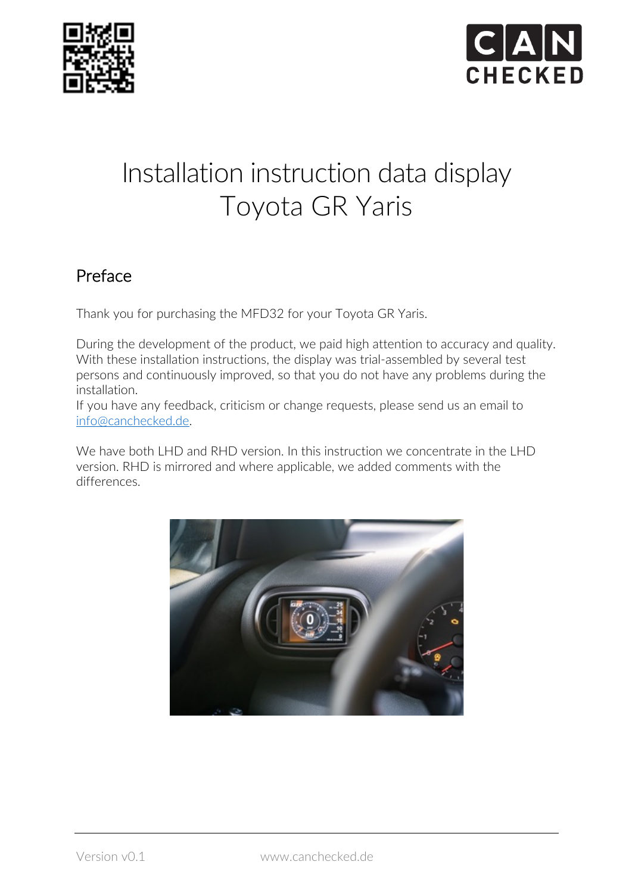# Installation instruction data display Toyota GR Yaris

## Preface

Thank you for purchasing the MFD32 for your Toyota GR Yaris.

During the development of the product, we paid high attention to accuracy and quality. With these installation instructions, the display was trial-assembled by several test persons and continuously improved, so that you do not have any problems during the installation.
If you have any feedback, criticism or change requests, please send us an email to info@canchecked.de.

We have both LHD and RHD version. In this instruction we concentrate in the LHD version. RHD is mirrored and where applicable, we added comments with the differences.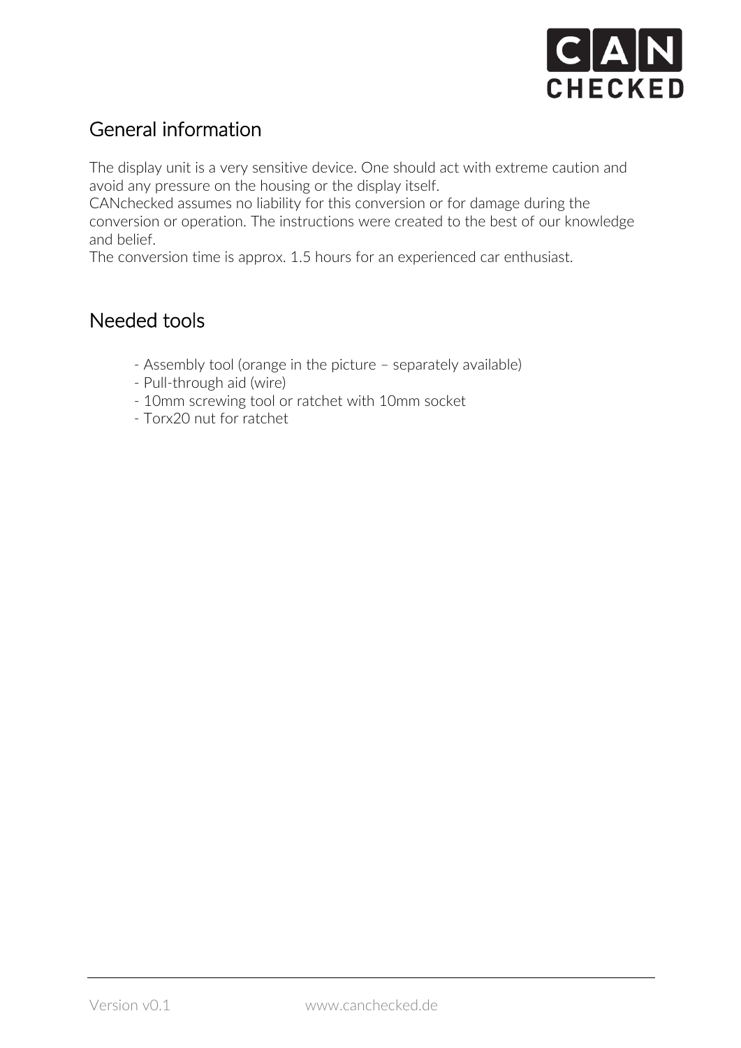## General information

The display unit is a very sensitive device. One should act with extreme caution and avoid any pressure on the housing or the display itself.
CANchecked assumes no liability for this conversion or for damage during the conversion or operation. The instructions were created to the best of our knowledge and belief.
The conversion time is approx. 1.5 hours for an experienced car enthusiast.

## Needed tools

- Assembly tool (orange in the picture – separately available)
- Pull-through aid (wire)
- 10mm screwing tool or ratchet with 10mm socket
- Torx20 nut for ratchet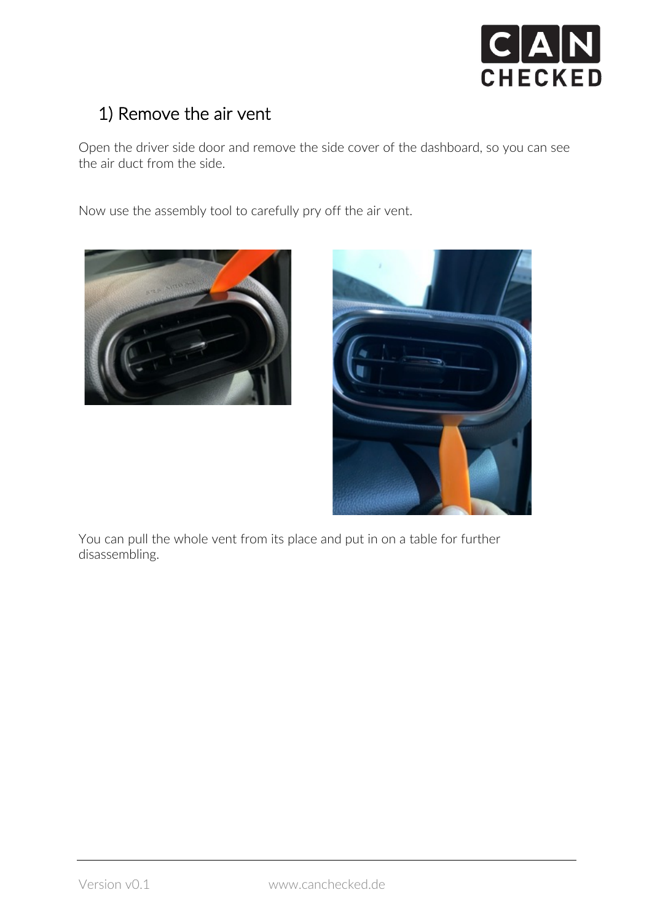## 1) Remove the air vent

Open the driver side door and remove the side cover of the dashboard, so you can see the air duct from the side.

Now use the assembly tool to carefully pry off the air vent.

You can pull the whole vent from its place and put in on a table for further disassembling.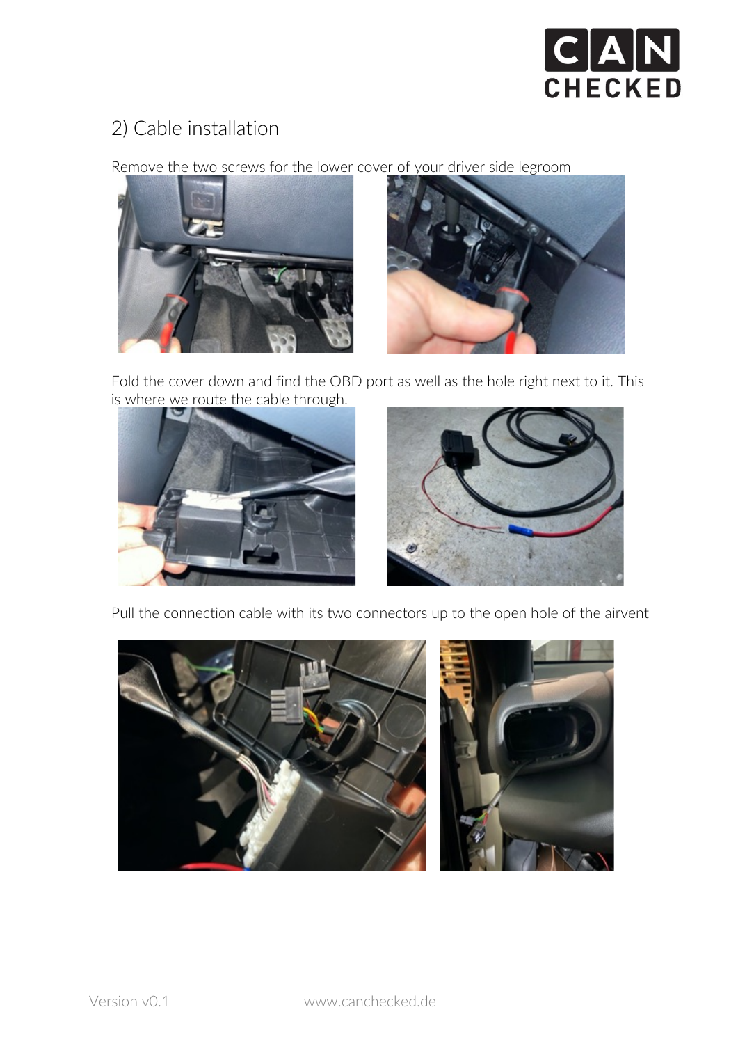## 2) Cable installation

Remove the two screws for the lower cover of your driver side legroom

Fold the cover down and find the OBD port as well as the hole right next to it. This is where we route the cable through.

Pull the connection cable with its two connectors up to the open hole of the airvent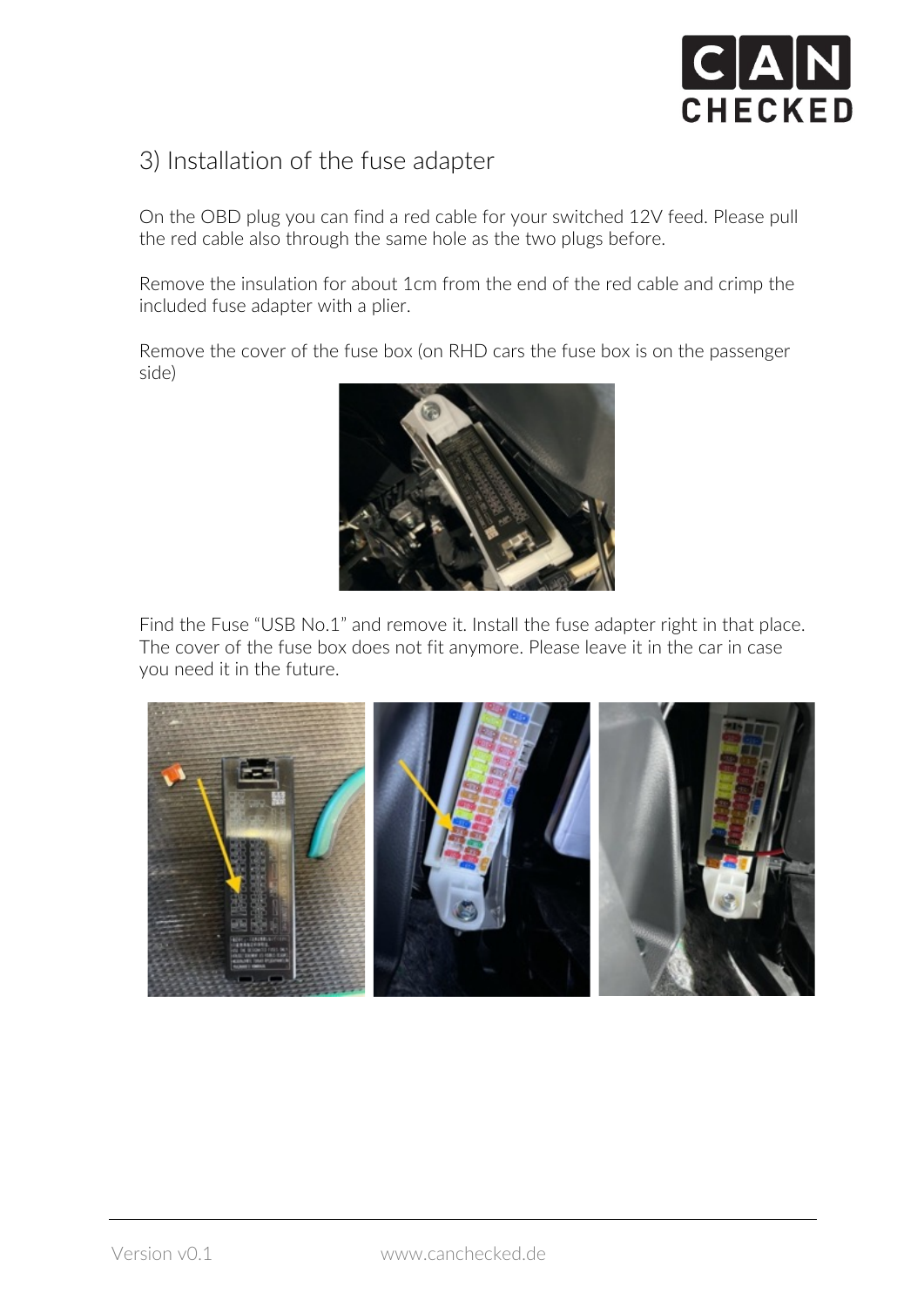## 3) Installation of the fuse adapter

On the OBD plug you can find a red cable for your switched 12V feed. Please pull the red cable also through the same hole as the two plugs before.

Remove the insulation for about 1cm from the end of the red cable and crimp the included fuse adapter with a plier.

Remove the cover of the fuse box (on RHD cars the fuse box is on the passenger side)

Find the Fuse “USB No.1” and remove it. Install the fuse adapter right in that place. The cover of the fuse box does not fit anymore. Please leave it in the car in case you need it in the future.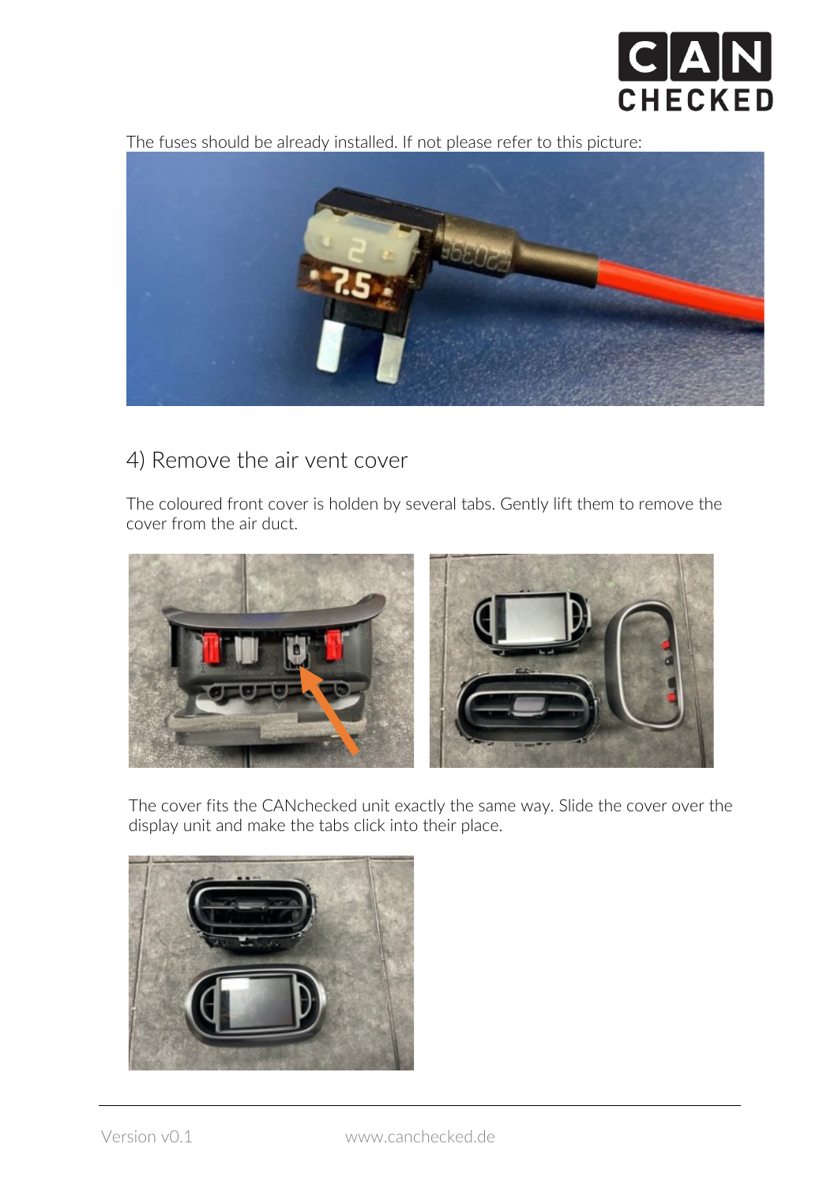The fuses should be already installed. If not please refer to this picture:

## 4) Remove the air vent cover

The coloured front cover is holden by several tabs. Gently lift them to remove the cover from the air duct.

The cover fits the CANchecked unit exactly the same way. Slide the cover over the display unit and make the tabs click into their place.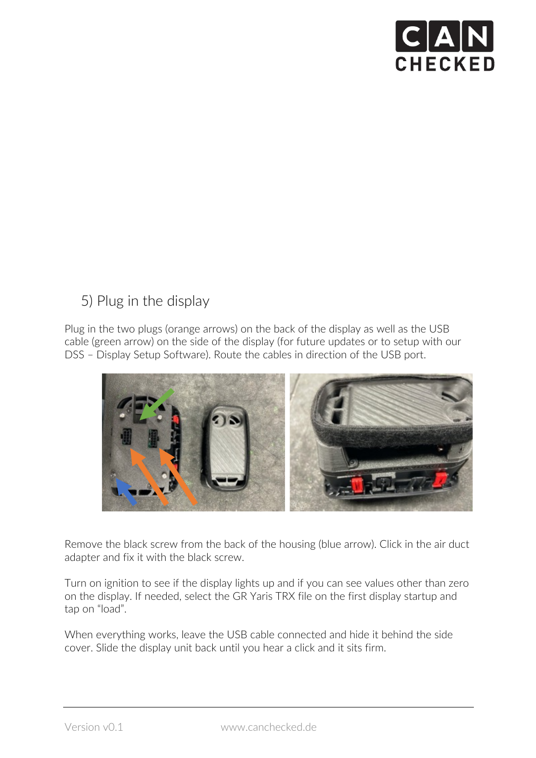## 5) Plug in the display

Plug in the two plugs (orange arrows) on the back of the display as well as the USB cable (green arrow) on the side of the display (for future updates or to setup with our DSS – Display Setup Software). Route the cables in direction of the USB port.

Remove the black screw from the back of the housing (blue arrow). Click in the air duct adapter and fix it with the black screw.

Turn on ignition to see if the display lights up and if you can see values other than zero on the display. If needed, select the GR Yaris TRX file on the first display startup and tap on "load".

When everything works, leave the USB cable connected and hide it behind the side cover. Slide the display unit back until you hear a click and it sits firm.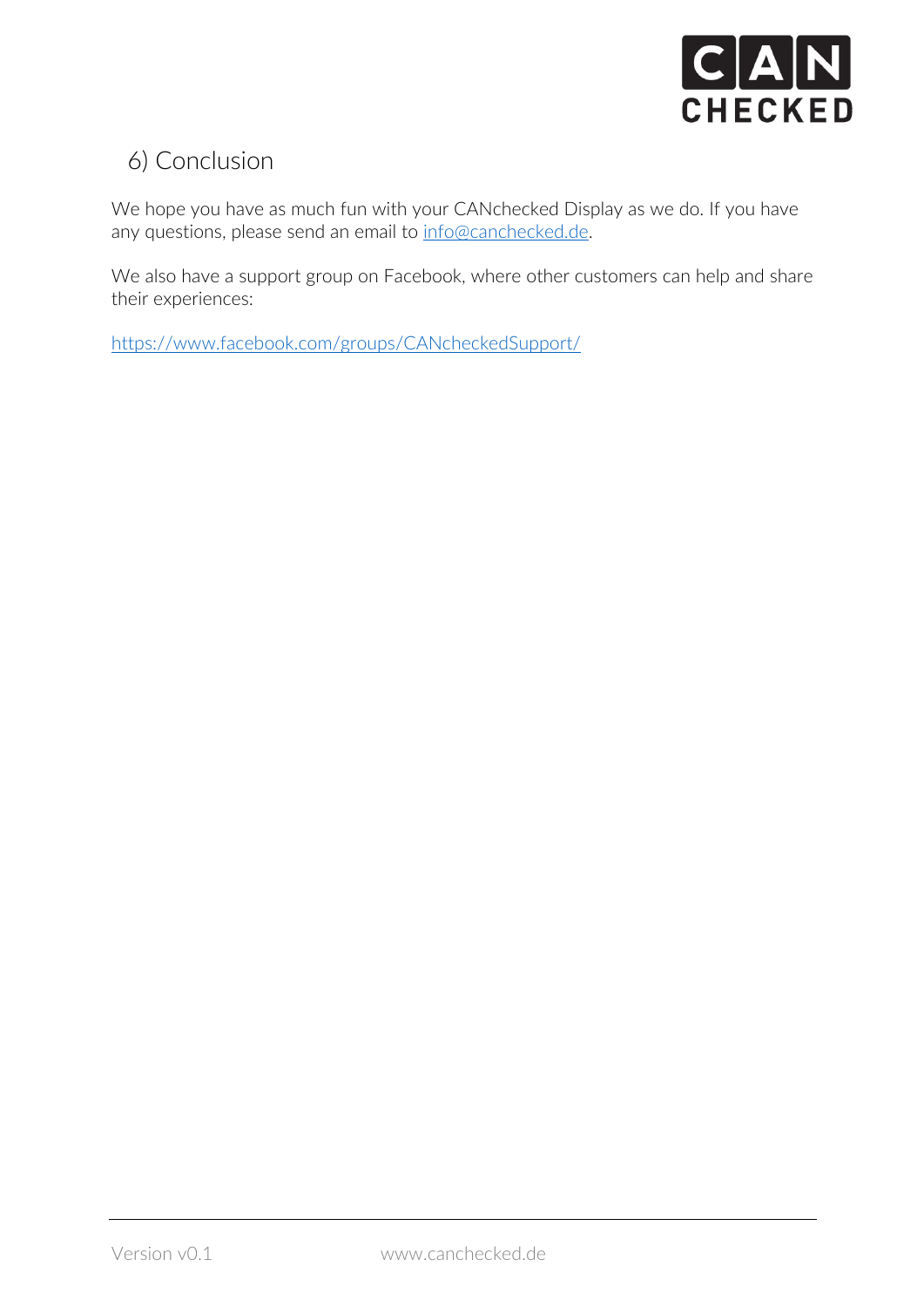## 6) Conclusion

We hope you have as much fun with your CANchecked Display as we do. If you have any questions, please send an email to info@canchecked.de.

We also have a support group on Facebook, where other customers can help and share their experiences:

https://www.facebook.com/groups/CANcheckedSupport/